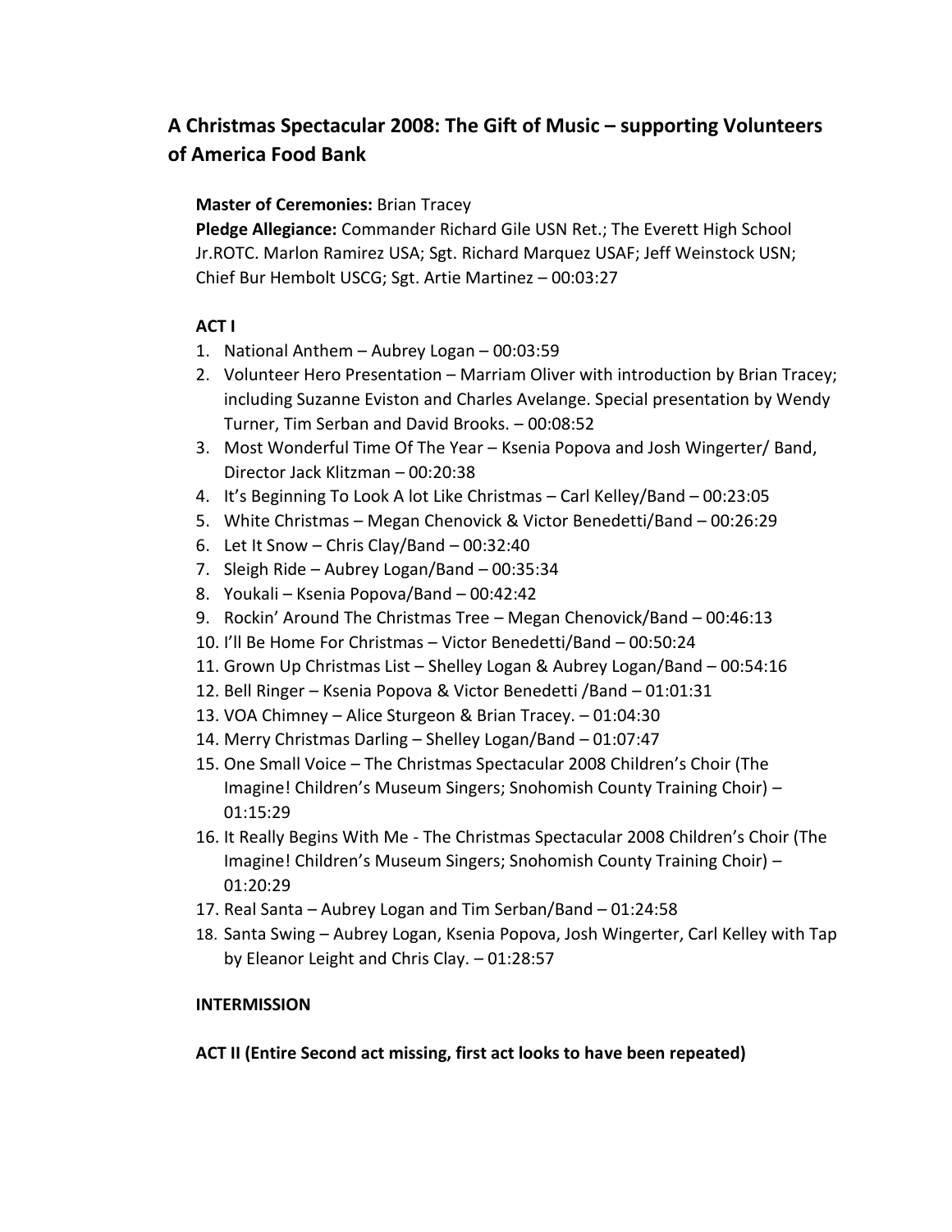# A Christmas Spectacular 2008: The Gift of Music – supporting Volunteers of America Food Bank

**Master of Ceremonies:** Brian Tracey
**Pledge Allegiance:** Commander Richard Gile USN Ret.; The Everett High School Jr.ROTC. Marlon Ramirez USA; Sgt. Richard Marquez USAF; Jeff Weinstock USN; Chief Bur Hembolt USCG; Sgt. Artie Martinez – 00:03:27

## ACT I

1. National Anthem – Aubrey Logan – 00:03:59
2. Volunteer Hero Presentation – Marriam Oliver with introduction by Brian Tracey; including Suzanne Eviston and Charles Avelange. Special presentation by Wendy Turner, Tim Serban and David Brooks. – 00:08:52
3. Most Wonderful Time Of The Year – Ksenia Popova and Josh Wingerter/ Band, Director Jack Klitzman – 00:20:38
4. It's Beginning To Look A lot Like Christmas – Carl Kelley/Band – 00:23:05
5. White Christmas – Megan Chenovick & Victor Benedetti/Band – 00:26:29
6. Let It Snow – Chris Clay/Band – 00:32:40
7. Sleigh Ride – Aubrey Logan/Band – 00:35:34
8. Youkali – Ksenia Popova/Band – 00:42:42
9. Rockin' Around The Christmas Tree – Megan Chenovick/Band – 00:46:13
10. I'll Be Home For Christmas – Victor Benedetti/Band – 00:50:24
11. Grown Up Christmas List – Shelley Logan & Aubrey Logan/Band – 00:54:16
12. Bell Ringer – Ksenia Popova & Victor Benedetti /Band – 01:01:31
13. VOA Chimney – Alice Sturgeon & Brian Tracey. – 01:04:30
14. Merry Christmas Darling – Shelley Logan/Band – 01:07:47
15. One Small Voice – The Christmas Spectacular 2008 Children's Choir (The Imagine! Children's Museum Singers; Snohomish County Training Choir) – 01:15:29
16. It Really Begins With Me - The Christmas Spectacular 2008 Children's Choir (The Imagine! Children's Museum Singers; Snohomish County Training Choir) – 01:20:29
17. Real Santa – Aubrey Logan and Tim Serban/Band – 01:24:58
18. Santa Swing – Aubrey Logan, Ksenia Popova, Josh Wingerter, Carl Kelley with Tap by Eleanor Leight and Chris Clay. – 01:28:57

**INTERMISSION**

**ACT II (Entire Second act missing, first act looks to have been repeated)**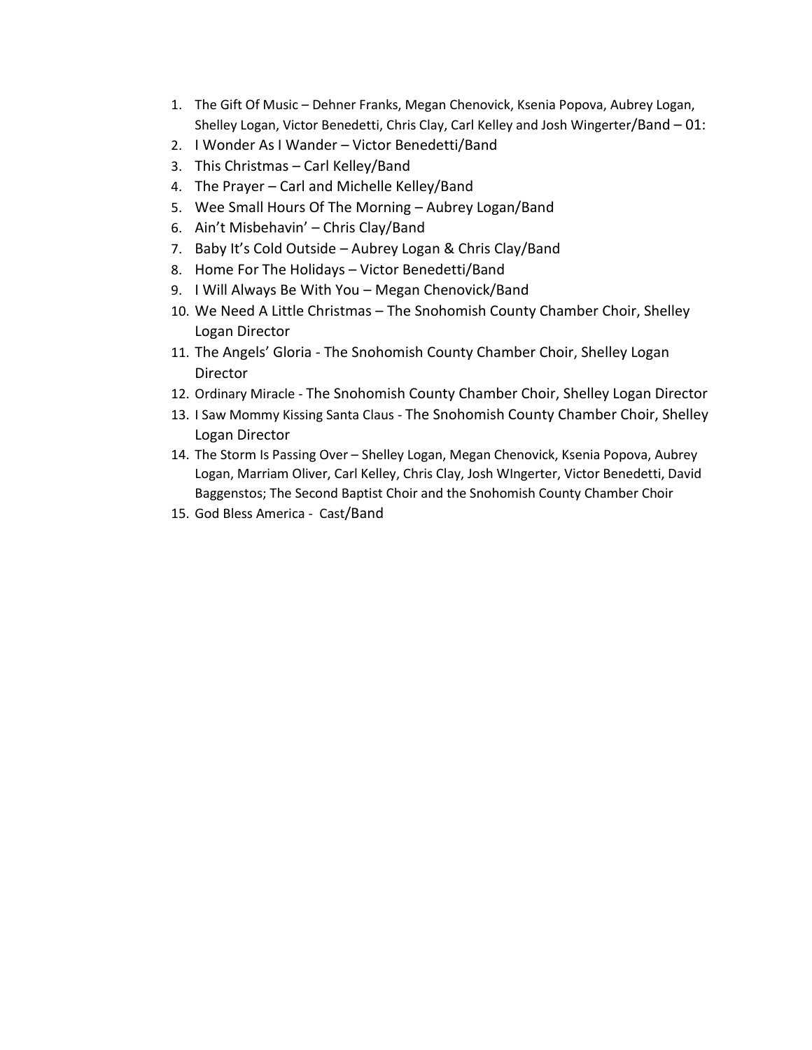1. The Gift Of Music – Dehner Franks, Megan Chenovick, Ksenia Popova, Aubrey Logan, Shelley Logan, Victor Benedetti, Chris Clay, Carl Kelley and Josh Wingerter/Band – 01:
2. I Wonder As I Wander – Victor Benedetti/Band
3. This Christmas – Carl Kelley/Band
4. The Prayer – Carl and Michelle Kelley/Band
5. Wee Small Hours Of The Morning – Aubrey Logan/Band
6. Ain't Misbehavin' – Chris Clay/Band
7. Baby It's Cold Outside – Aubrey Logan & Chris Clay/Band
8. Home For The Holidays – Victor Benedetti/Band
9. I Will Always Be With You – Megan Chenovick/Band
10. We Need A Little Christmas – The Snohomish County Chamber Choir, Shelley Logan Director
11. The Angels' Gloria - The Snohomish County Chamber Choir, Shelley Logan Director
12. Ordinary Miracle - The Snohomish County Chamber Choir, Shelley Logan Director
13. I Saw Mommy Kissing Santa Claus - The Snohomish County Chamber Choir, Shelley Logan Director
14. The Storm Is Passing Over – Shelley Logan, Megan Chenovick, Ksenia Popova, Aubrey Logan, Marriam Oliver, Carl Kelley, Chris Clay, Josh WIngerter, Victor Benedetti, David Baggenstos; The Second Baptist Choir and the Snohomish County Chamber Choir
15. God Bless America - Cast/Band